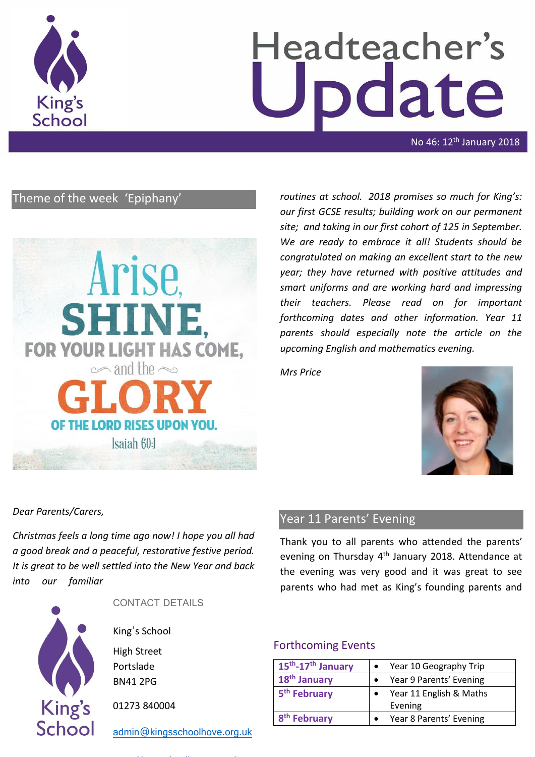# Headteacher's Update

No 46: 12th January 2018

## Theme of the week 'Epiphany'

Arise, SHINE, FOR YOUR LIGHT HAS COME, and the GLORY OF THE LORD RISES UPON YOU.
Isaiah 60:1

*Dear Parents/Carers,*

*Christmas feels a long time ago now! I hope you all had a good break and a peaceful, restorative festive period. It is great to be well settled into the New Year and back into our familiar routines at school. 2018 promises so much for King's: our first GCSE results; building work on our permanent site; and taking in our first cohort of 125 in September. We are ready to embrace it all! Students should be congratulated on making an excellent start to the new year; they have returned with positive attitudes and smart uniforms and are working hard and impressing their teachers. Please read on for important forthcoming dates and other information. Year 11 parents should especially note the article on the upcoming English and mathematics evening.*

*Mrs Price*

CONTACT DETAILS

King's School

High Street
Portslade
BN41 2PG

01273 840004

admin@kingsschoolhove.org.uk

## Year 11 Parents' Evening

Thank you to all parents who attended the parents' evening on Thursday 4th January 2018. Attendance at the evening was very good and it was great to see parents who had met as King's founding parents and

## Forthcoming Events

| | |
|---|---|
| **15th-17th January** | • Year 10 Geography Trip |
| **18th January** | • Year 9 Parents' Evening |
| **5th February** | • Year 11 English & Maths Evening |
| **8th February** | • Year 8 Parents' Evening |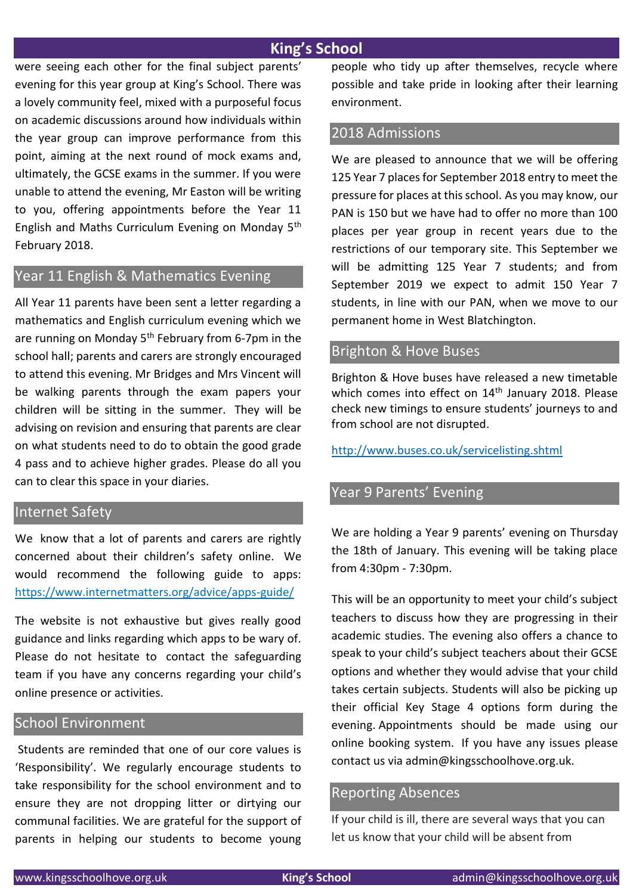were seeing each other for the final subject parents' evening for this year group at King's School. There was a lovely community feel, mixed with a purposeful focus on academic discussions around how individuals within the year group can improve performance from this point, aiming at the next round of mock exams and, ultimately, the GCSE exams in the summer. If you were unable to attend the evening, Mr Easton will be writing to you, offering appointments before the Year 11 English and Maths Curriculum Evening on Monday 5th February 2018.

## Year 11 English & Mathematics Evening

All Year 11 parents have been sent a letter regarding a mathematics and English curriculum evening which we are running on Monday 5th February from 6-7pm in the school hall; parents and carers are strongly encouraged to attend this evening. Mr Bridges and Mrs Vincent will be walking parents through the exam papers your children will be sitting in the summer. They will be advising on revision and ensuring that parents are clear on what students need to do to obtain the good grade 4 pass and to achieve higher grades. Please do all you can to clear this space in your diaries.

## Internet Safety

We know that a lot of parents and carers are rightly concerned about their children's safety online. We would recommend the following guide to apps: https://www.internetmatters.org/advice/apps-guide/

The website is not exhaustive but gives really good guidance and links regarding which apps to be wary of. Please do not hesitate to contact the safeguarding team if you have any concerns regarding your child's online presence or activities.

## School Environment

Students are reminded that one of our core values is 'Responsibility'. We regularly encourage students to take responsibility for the school environment and to ensure they are not dropping litter or dirtying our communal facilities. We are grateful for the support of parents in helping our students to become young people who tidy up after themselves, recycle where possible and take pride in looking after their learning environment.

## 2018 Admissions

We are pleased to announce that we will be offering 125 Year 7 places for September 2018 entry to meet the pressure for places at this school. As you may know, our PAN is 150 but we have had to offer no more than 100 places per year group in recent years due to the restrictions of our temporary site. This September we will be admitting 125 Year 7 students; and from September 2019 we expect to admit 150 Year 7 students, in line with our PAN, when we move to our permanent home in West Blatchington.

## Brighton & Hove Buses

Brighton & Hove buses have released a new timetable which comes into effect on 14th January 2018. Please check new timings to ensure students' journeys to and from school are not disrupted.

http://www.buses.co.uk/servicelisting.shtml

## Year 9 Parents' Evening

We are holding a Year 9 parents' evening on Thursday the 18th of January. This evening will be taking place from 4:30pm - 7:30pm.

This will be an opportunity to meet your child's subject teachers to discuss how they are progressing in their academic studies. The evening also offers a chance to speak to your child's subject teachers about their GCSE options and whether they would advise that your child takes certain subjects. Students will also be picking up their official Key Stage 4 options form during the evening. Appointments should be made using our online booking system. If you have any issues please contact us via admin@kingsschoolhove.org.uk.

## Reporting Absences

If your child is ill, there are several ways that you can let us know that your child will be absent from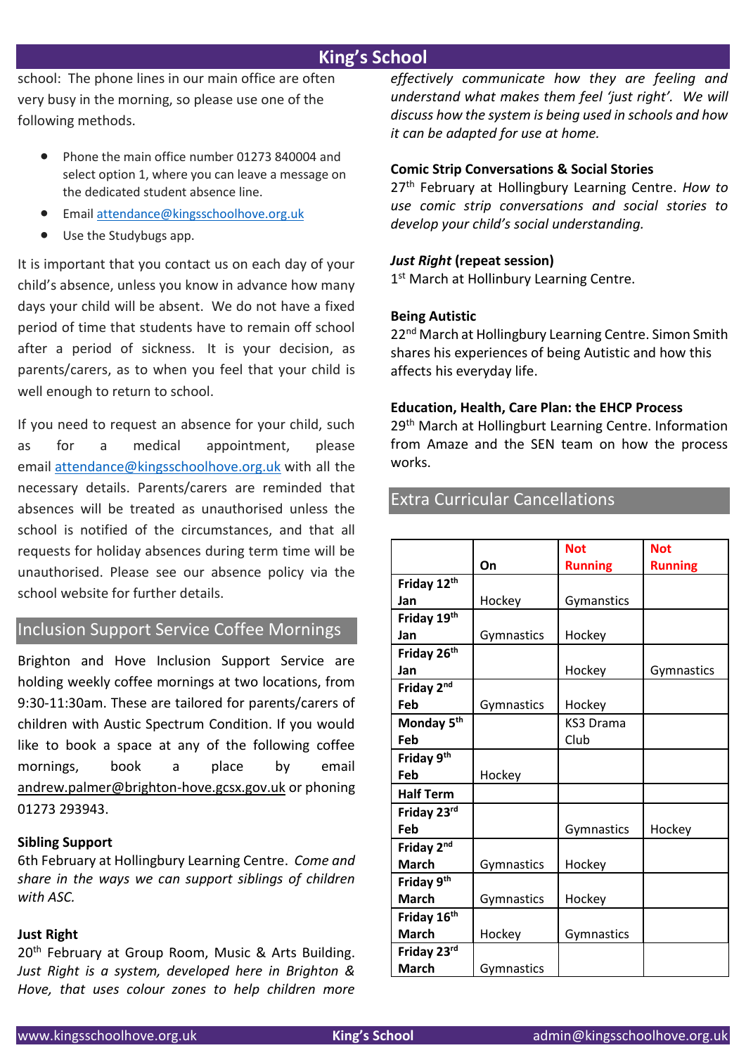school: The phone lines in our main office are often very busy in the morning, so please use one of the following methods.

- Phone the main office number 01273 840004 and select option 1, where you can leave a message on the dedicated student absence line.
- Email attendance@kingsschoolhove.org.uk
- Use the Studybugs app.

It is important that you contact us on each day of your child's absence, unless you know in advance how many days your child will be absent. We do not have a fixed period of time that students have to remain off school after a period of sickness. It is your decision, as parents/carers, as to when you feel that your child is well enough to return to school.

If you need to request an absence for your child, such as for a medical appointment, please email attendance@kingsschoolhove.org.uk with all the necessary details. Parents/carers are reminded that absences will be treated as unauthorised unless the school is notified of the circumstances, and that all requests for holiday absences during term time will be unauthorised. Please see our absence policy via the school website for further details.

## Inclusion Support Service Coffee Mornings

Brighton and Hove Inclusion Support Service are holding weekly coffee mornings at two locations, from 9:30-11:30am. These are tailored for parents/carers of children with Austic Spectrum Condition. If you would like to book a space at any of the following coffee mornings, book a place by email andrew.palmer@brighton-hove.gcsx.gov.uk or phoning 01273 293943.

**Sibling Support**
6th February at Hollingbury Learning Centre. *Come and share in the ways we can support siblings of children with ASC.*

**Just Right**
20th February at Group Room, Music & Arts Building. *Just Right is a system, developed here in Brighton & Hove, that uses colour zones to help children more effectively communicate how they are feeling and understand what makes them feel 'just right'. We will discuss how the system is being used in schools and how it can be adapted for use at home.*

**Comic Strip Conversations & Social Stories**
27th February at Hollingbury Learning Centre. *How to use comic strip conversations and social stories to develop your child's social understanding.*

***Just Right* (repeat session)**
1st March at Hollinbury Learning Centre.

**Being Autistic**
22nd March at Hollingbury Learning Centre. Simon Smith shares his experiences of being Autistic and how this affects his everyday life.

**Education, Health, Care Plan: the EHCP Process**
29th March at Hollingburt Learning Centre. Information from Amaze and the SEN team on how the process works.

## Extra Curricular Cancellations

| | On | Not Running | Not Running |
|---|---|---|---|
| **Friday 12th Jan** | Hockey | Gymanstics | |
| **Friday 19th Jan** | Gymnastics | Hockey | |
| **Friday 26th Jan** | | Hockey | Gymnastics |
| **Friday 2nd Feb** | Gymnastics | Hockey | |
| **Monday 5th Feb** | | KS3 Drama Club | |
| **Friday 9th Feb** | Hockey | | |
| **Half Term** | | | |
| **Friday 23rd Feb** | | Gymnastics | Hockey |
| **Friday 2nd March** | Gymnastics | Hockey | |
| **Friday 9th March** | Gymnastics | Hockey | |
| **Friday 16th March** | Hockey | Gymnastics | |
| **Friday 23rd March** | Gymnastics | | |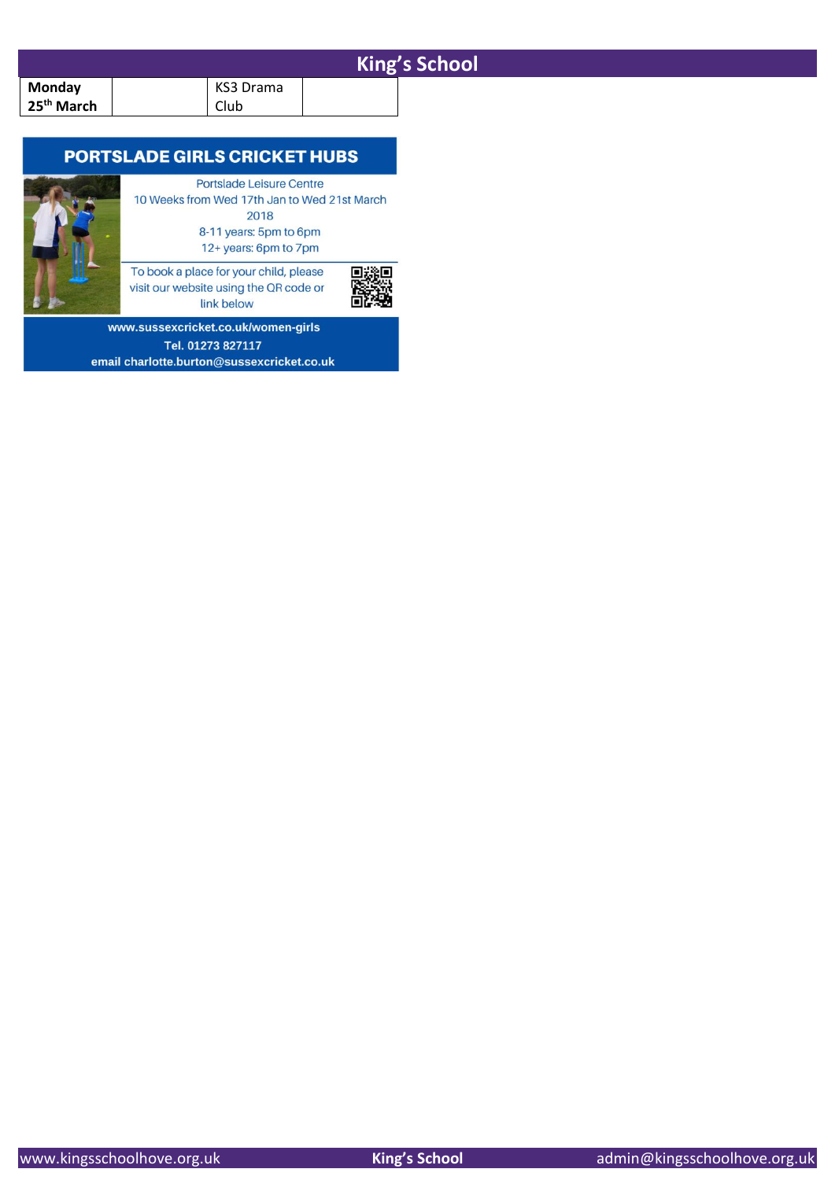## King's School

| | | | |
|---|---|---|---|
| **Monday 25th March** | | KS3 Drama Club | |

## PORTSLADE GIRLS CRICKET HUBS

Portslade Leisure Centre
10 Weeks from Wed 17th Jan to Wed 21st March 2018
8-11 years: 5pm to 6pm
12+ years: 6pm to 7pm

To book a place for your child, please visit our website using the QR code or link below

**www.sussexcricket.co.uk/women-girls**
**Tel. 01273 827117**
**email charlotte.burton@sussexcricket.co.uk**